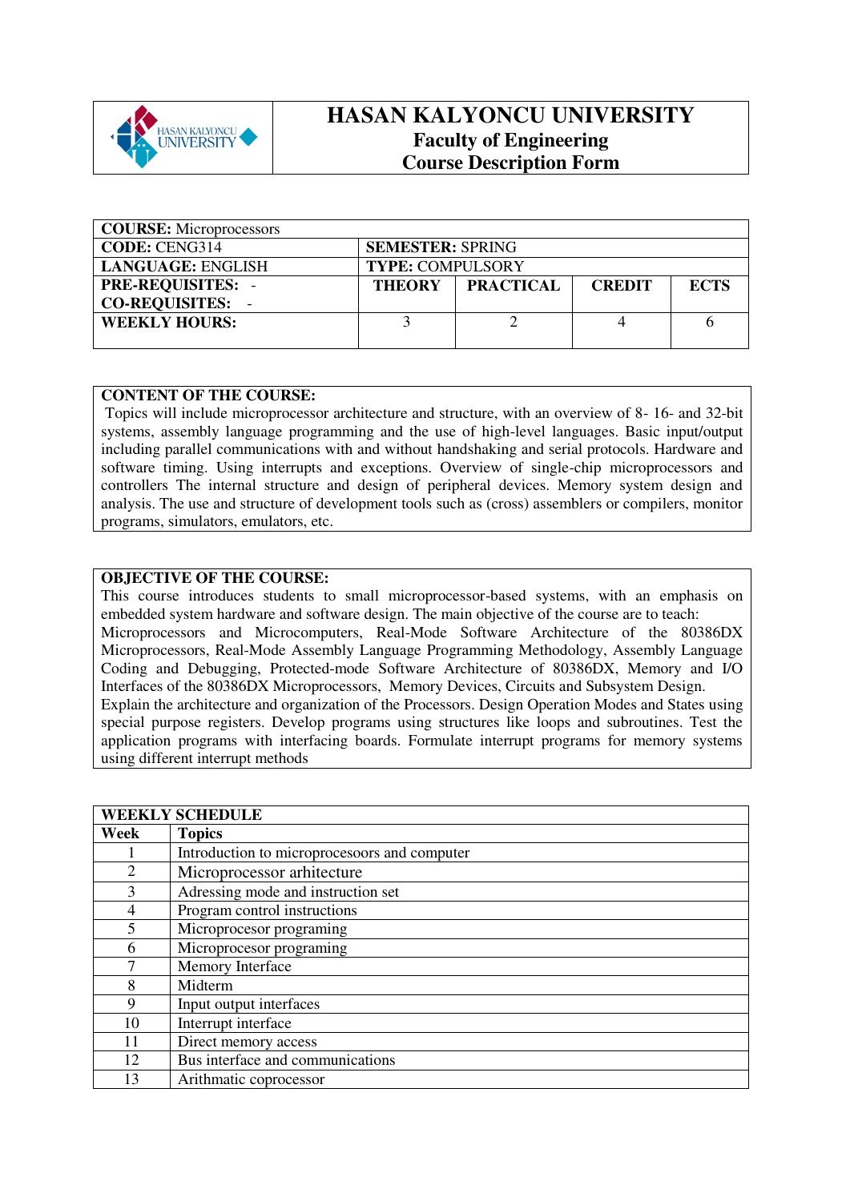# HASAN KALYONCU UNIVERSITY

## Faculty of Engineering

## Course Description Form

| **COURSE:** Microprocessors | | | | |
|---|---|---|---|---|
| **CODE:** CENG314 | **SEMESTER:** SPRING | | | |
| **LANGUAGE:** ENGLISH | **TYPE:** COMPULSORY | | | |
| **PRE-REQUISITES:** - **CO-REQUISITES:** - | **THEORY** | **PRACTICAL** | **CREDIT** | **ECTS** |
| **WEEKLY HOURS:** | 3 | 2 | 4 | 6 |

**CONTENT OF THE COURSE:**

Topics will include microprocessor architecture and structure, with an overview of 8- 16- and 32-bit systems, assembly language programming and the use of high-level languages. Basic input/output including parallel communications with and without handshaking and serial protocols. Hardware and software timing. Using interrupts and exceptions. Overview of single-chip microprocessors and controllers The internal structure and design of peripheral devices. Memory system design and analysis. The use and structure of development tools such as (cross) assemblers or compilers, monitor programs, simulators, emulators, etc.

**OBJECTIVE OF THE COURSE:**

This course introduces students to small microprocessor-based systems, with an emphasis on embedded system hardware and software design. The main objective of the course are to teach: Microprocessors and Microcomputers, Real-Mode Software Architecture of the 80386DX Microprocessors, Real-Mode Assembly Language Programming Methodology, Assembly Language Coding and Debugging, Protected-mode Software Architecture of 80386DX, Memory and I/O Interfaces of the 80386DX Microprocessors, Memory Devices, Circuits and Subsystem Design.
Explain the architecture and organization of the Processors. Design Operation Modes and States using special purpose registers. Develop programs using structures like loops and subroutines. Test the application programs with interfacing boards. Formulate interrupt programs for memory systems using different interrupt methods

| **WEEKLY SCHEDULE** | |
|---|---|
| **Week** | **Topics** |
| 1 | Introduction to microprocesoors and computer |
| 2 | Microprocessor arhitecture |
| 3 | Adressing mode and instruction set |
| 4 | Program control instructions |
| 5 | Microprocesor programing |
| 6 | Microprocesor programing |
| 7 | Memory Interface |
| 8 | Midterm |
| 9 | Input output interfaces |
| 10 | Interrupt interface |
| 11 | Direct memory access |
| 12 | Bus interface and communications |
| 13 | Arithmatic coprocessor |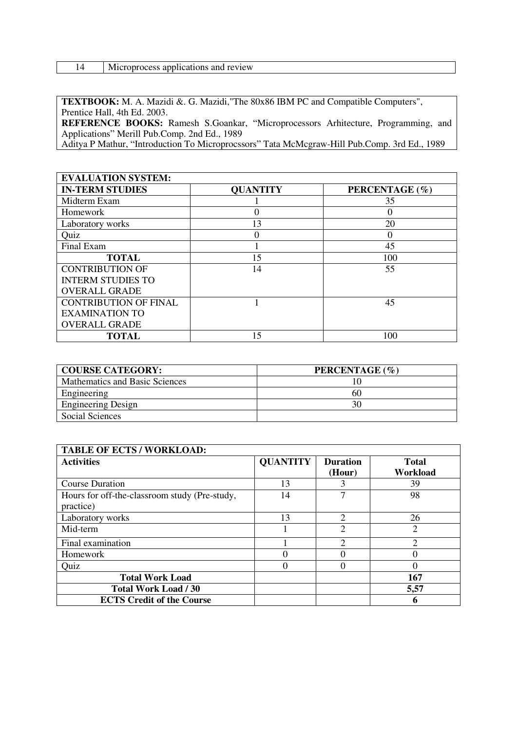| 14 | Microprocess applications and review |
|---|---|

**TEXTBOOK:** M. A. Mazidi &. G. Mazidi,"The 80x86 IBM PC and Compatible Computers", Prentice Hall, 4th Ed. 2003.
**REFERENCE BOOKS:** Ramesh S.Goankar, "Microprocessors Arhitecture, Programming, and Applications" Merill Pub.Comp. 2nd Ed., 1989
Aditya P Mathur, "Introduction To Microprocssors" Tata McMcgraw-Hill Pub.Comp. 3rd Ed., 1989

| **EVALUATION SYSTEM:** | | |
|---|---|---|
| **IN-TERM STUDIES** | **QUANTITY** | **PERCENTAGE (%)** |
| Midterm Exam | 1 | 35 |
| Homework | 0 | 0 |
| Laboratory works | 13 | 20 |
| Quiz | 0 | 0 |
| Final Exam | 1 | 45 |
| **TOTAL** | 15 | 100 |
| CONTRIBUTION OF INTERM STUDIES TO OVERALL GRADE | 14 | 55 |
| CONTRIBUTION OF FINAL EXAMINATION TO OVERALL GRADE | 1 | 45 |
| **TOTAL** | 15 | 100 |

| **COURSE CATEGORY:** | **PERCENTAGE (%)** |
|---|---|
| Mathematics and Basic Sciences | 10 |
| Engineering | 60 |
| Engineering Design | 30 |
| Social Sciences | |

| **TABLE OF ECTS / WORKLOAD:** | | | |
|---|---|---|---|
| **Activities** | **QUANTITY** | **Duration (Hour)** | **Total Workload** |
| Course Duration | 13 | 3 | 39 |
| Hours for off-the-classroom study (Pre-study, practice) | 14 | 7 | 98 |
| Laboratory works | 13 | 2 | 26 |
| Mid-term | 1 | 2 | 2 |
| Final examination | 1 | 2 | 2 |
| Homework | 0 | 0 | 0 |
| Quiz | 0 | 0 | 0 |
| **Total Work Load** | | | **167** |
| **Total Work Load / 30** | | | **5,57** |
| **ECTS Credit of the Course** | | | **6** |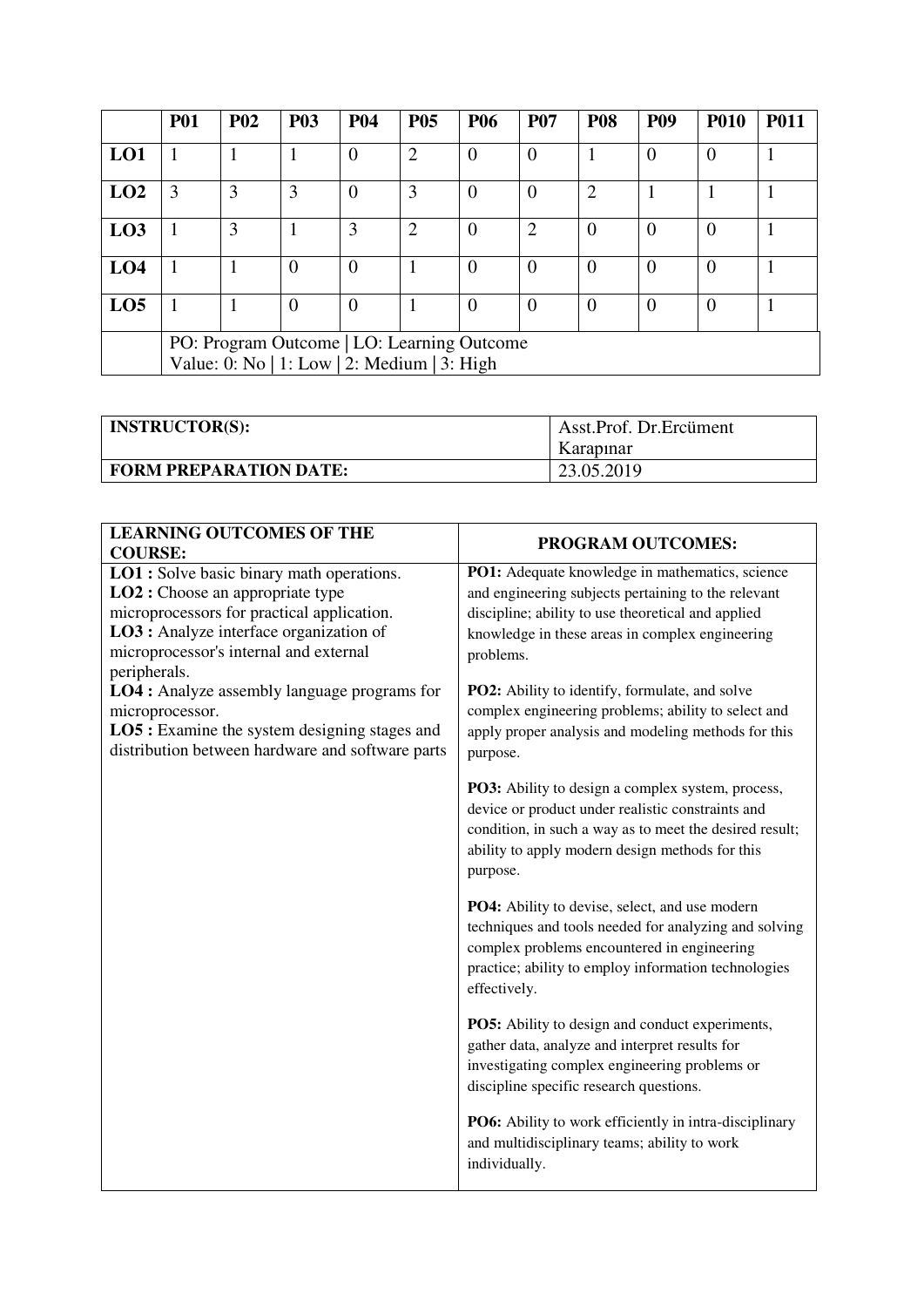| | P01 | P02 | P03 | P04 | P05 | P06 | P07 | P08 | P09 | P010 | P011 |
|---|---|---|---|---|---|---|---|---|---|---|---|
| **LO1** | 1 | 1 | 1 | 0 | 2 | 0 | 0 | 1 | 0 | 0 | 1 |
| **LO2** | 3 | 3 | 3 | 0 | 3 | 0 | 0 | 2 | 1 | 1 | 1 |
| **LO3** | 1 | 3 | 1 | 3 | 2 | 0 | 2 | 0 | 0 | 0 | 1 |
| **LO4** | 1 | 1 | 0 | 0 | 1 | 0 | 0 | 0 | 0 | 0 | 1 |
| **LO5** | 1 | 1 | 0 | 0 | 1 | 0 | 0 | 0 | 0 | 0 | 1 |
| | PO: Program Outcome \| LO: Learning Outcome<br>Value: 0: No \| 1: Low \| 2: Medium \| 3: High | | | | | | | | | | |

| | |
|---|---|
| **INSTRUCTOR(S):** | Asst.Prof. Dr.Ercüment Karapınar |
| **FORM PREPARATION DATE:** | 23.05.2019 |

| **LEARNING OUTCOMES OF THE COURSE:** | **PROGRAM OUTCOMES:** |
|---|---|
| **LO1 :** Solve basic binary math operations.<br>**LO2 :** Choose an appropriate type microprocessors for practical application.<br>**LO3 :** Analyze interface organization of microprocessor's internal and external peripherals.<br>**LO4 :** Analyze assembly language programs for microprocessor.<br>**LO5 :** Examine the system designing stages and distribution between hardware and software parts | **PO1:** Adequate knowledge in mathematics, science and engineering subjects pertaining to the relevant discipline; ability to use theoretical and applied knowledge in these areas in complex engineering problems.<br><br>**PO2:** Ability to identify, formulate, and solve complex engineering problems; ability to select and apply proper analysis and modeling methods for this purpose.<br><br>**PO3:** Ability to design a complex system, process, device or product under realistic constraints and condition, in such a way as to meet the desired result; ability to apply modern design methods for this purpose.<br><br>**PO4:** Ability to devise, select, and use modern techniques and tools needed for analyzing and solving complex problems encountered in engineering practice; ability to employ information technologies effectively.<br><br>**PO5:** Ability to design and conduct experiments, gather data, analyze and interpret results for investigating complex engineering problems or discipline specific research questions.<br><br>**PO6:** Ability to work efficiently in intra-disciplinary and multidisciplinary teams; ability to work individually. |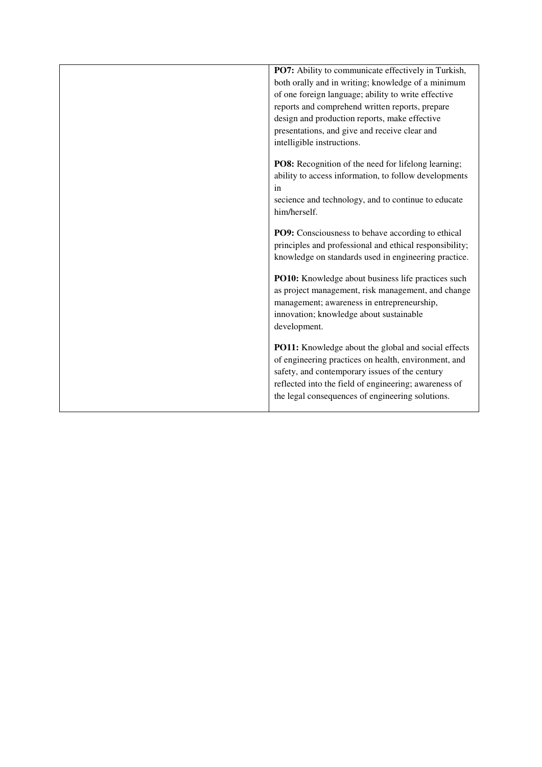| | |
|---|---|
| | **PO7:** Ability to communicate effectively in Turkish, both orally and in writing; knowledge of a minimum of one foreign language; ability to write effective reports and comprehend written reports, prepare design and production reports, make effective presentations, and give and receive clear and intelligible instructions.<br><br>**PO8:** Recognition of the need for lifelong learning; ability to access information, to follow developments in secience and technology, and to continue to educate him/herself.<br><br>**PO9:** Consciousness to behave according to ethical principles and professional and ethical responsibility; knowledge on standards used in engineering practice.<br><br>**PO10:** Knowledge about business life practices such as project management, risk management, and change management; awareness in entrepreneurship, innovation; knowledge about sustainable development.<br><br>**PO11:** Knowledge about the global and social effects of engineering practices on health, environment, and safety, and contemporary issues of the century reflected into the field of engineering; awareness of the legal consequences of engineering solutions. |